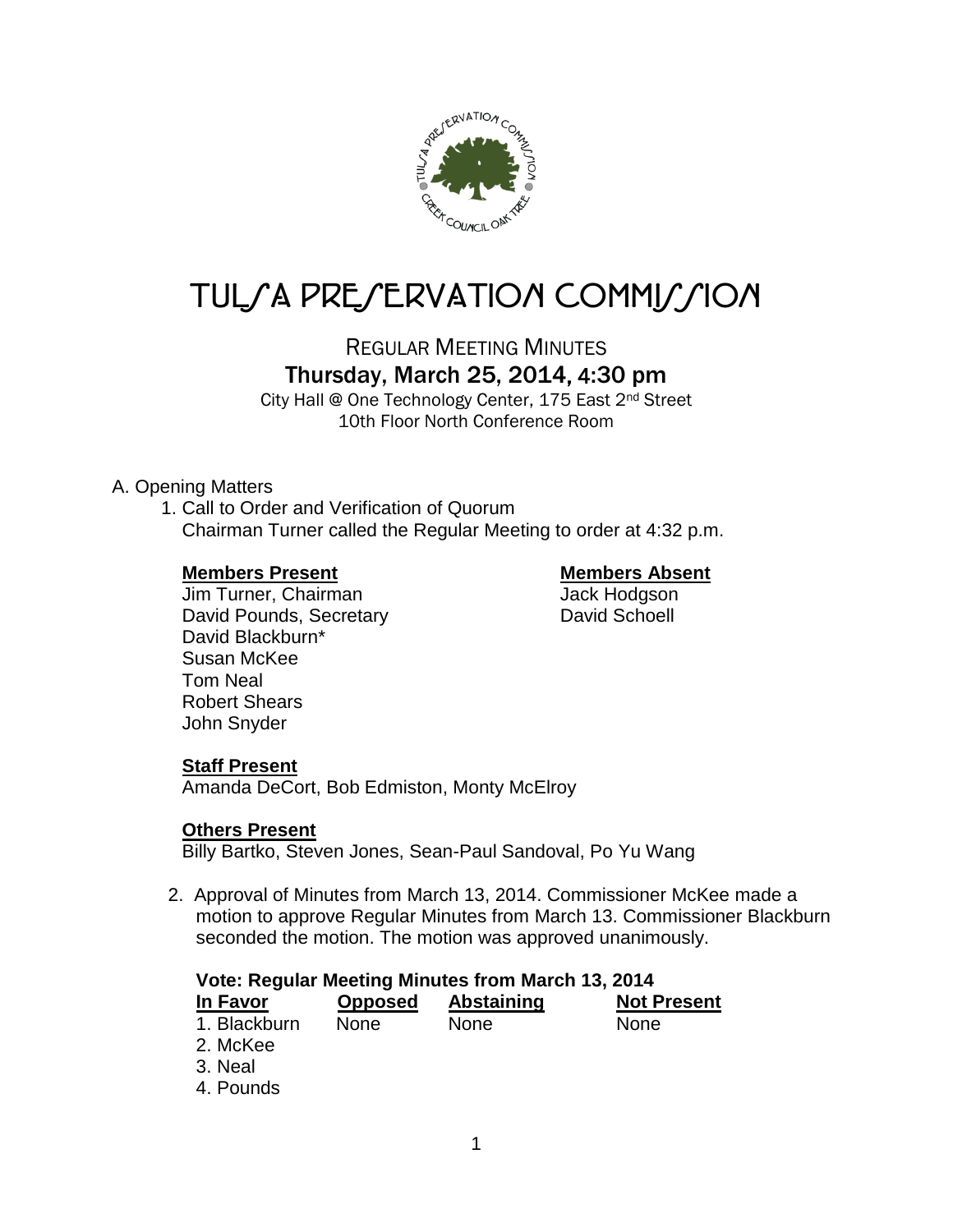# TULSA PRESERVATION COMMISSION

REGULAR MEETING MINUTES

## Thursday, March 25, 2014, 4:30 pm

City Hall @ One Technology Center, 175 East 2nd Street
10th Floor North Conference Room

A. Opening Matters

1. Call to Order and Verification of Quorum
   Chairman Turner called the Regular Meeting to order at 4:32 p.m.

| **Members Present** | **Members Absent** |
|---|---|
| Jim Turner, Chairman | Jack Hodgson |
| David Pounds, Secretary | David Schoell |
| David Blackburn* | |
| Susan McKee | |
| Tom Neal | |
| Robert Shears | |
| John Snyder | |

**Staff Present**
Amanda DeCort, Bob Edmiston, Monty McElroy

**Others Present**
Billy Bartko, Steven Jones, Sean-Paul Sandoval, Po Yu Wang

2. Approval of Minutes from March 13, 2014. Commissioner McKee made a motion to approve Regular Minutes from March 13. Commissioner Blackburn seconded the motion. The motion was approved unanimously.

**Vote: Regular Meeting Minutes from March 13, 2014**

| In Favor | Opposed | Abstaining | Not Present |
|---|---|---|---|
| 1. Blackburn | None | None | None |
| 2. McKee | | | |
| 3. Neal | | | |
| 4. Pounds | | | |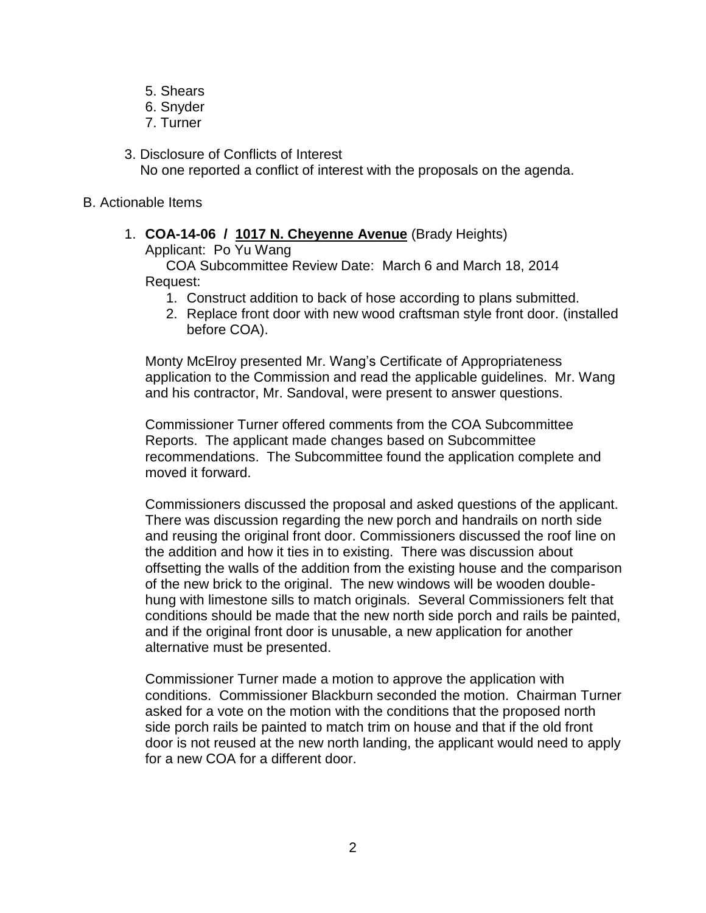5. Shears
6. Snyder
7. Turner

3. Disclosure of Conflicts of Interest
   No one reported a conflict of interest with the proposals on the agenda.

B. Actionable Items

1. **COA-14-06 / 1017 N. Cheyenne Avenue** (Brady Heights)
   Applicant: Po Yu Wang
   COA Subcommittee Review Date: March 6 and March 18, 2014
   Request:
   1. Construct addition to back of hose according to plans submitted.
   2. Replace front door with new wood craftsman style front door. (installed before COA).

   Monty McElroy presented Mr. Wang's Certificate of Appropriateness application to the Commission and read the applicable guidelines. Mr. Wang and his contractor, Mr. Sandoval, were present to answer questions.

   Commissioner Turner offered comments from the COA Subcommittee Reports. The applicant made changes based on Subcommittee recommendations. The Subcommittee found the application complete and moved it forward.

   Commissioners discussed the proposal and asked questions of the applicant. There was discussion regarding the new porch and handrails on north side and reusing the original front door. Commissioners discussed the roof line on the addition and how it ties in to existing. There was discussion about offsetting the walls of the addition from the existing house and the comparison of the new brick to the original. The new windows will be wooden double-hung with limestone sills to match originals. Several Commissioners felt that conditions should be made that the new north side porch and rails be painted, and if the original front door is unusable, a new application for another alternative must be presented.

   Commissioner Turner made a motion to approve the application with conditions. Commissioner Blackburn seconded the motion. Chairman Turner asked for a vote on the motion with the conditions that the proposed north side porch rails be painted to match trim on house and that if the old front door is not reused at the new north landing, the applicant would need to apply for a new COA for a different door.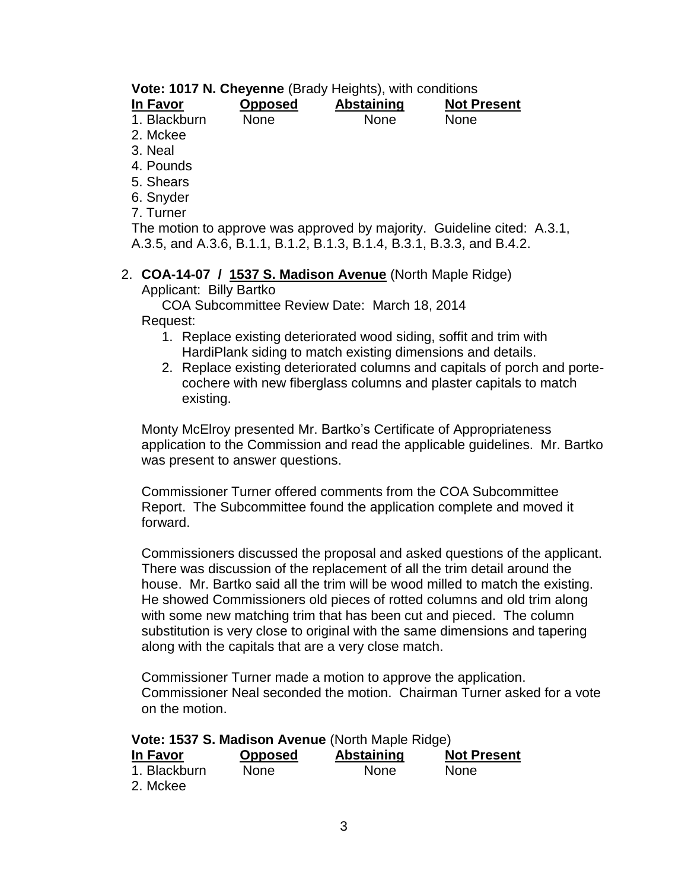**Vote: 1017 N. Cheyenne** (Brady Heights), with conditions

| In Favor | Opposed | Abstaining | Not Present |
|---|---|---|---|
| 1. Blackburn | None | None | None |
| 2. Mckee | | | |
| 3. Neal | | | |
| 4. Pounds | | | |
| 5. Shears | | | |
| 6. Snyder | | | |
| 7. Turner | | | |

The motion to approve was approved by majority. Guideline cited: A.3.1, A.3.5, and A.3.6, B.1.1, B.1.2, B.1.3, B.1.4, B.3.1, B.3.3, and B.4.2.

2. **COA-14-07 / 1537 S. Madison Avenue** (North Maple Ridge)
   Applicant: Billy Bartko
   COA Subcommittee Review Date: March 18, 2014
   Request:
   1. Replace existing deteriorated wood siding, soffit and trim with HardiPlank siding to match existing dimensions and details.
   2. Replace existing deteriorated columns and capitals of porch and porte-cochere with new fiberglass columns and plaster capitals to match existing.

   Monty McElroy presented Mr. Bartko's Certificate of Appropriateness application to the Commission and read the applicable guidelines. Mr. Bartko was present to answer questions.

   Commissioner Turner offered comments from the COA Subcommittee Report. The Subcommittee found the application complete and moved it forward.

   Commissioners discussed the proposal and asked questions of the applicant. There was discussion of the replacement of all the trim detail around the house. Mr. Bartko said all the trim will be wood milled to match the existing. He showed Commissioners old pieces of rotted columns and old trim along with some new matching trim that has been cut and pieced. The column substitution is very close to original with the same dimensions and tapering along with the capitals that are a very close match.

   Commissioner Turner made a motion to approve the application. Commissioner Neal seconded the motion. Chairman Turner asked for a vote on the motion.

**Vote: 1537 S. Madison Avenue** (North Maple Ridge)

| In Favor | Opposed | Abstaining | Not Present |
|---|---|---|---|
| 1. Blackburn | None | None | None |
| 2. Mckee | | | |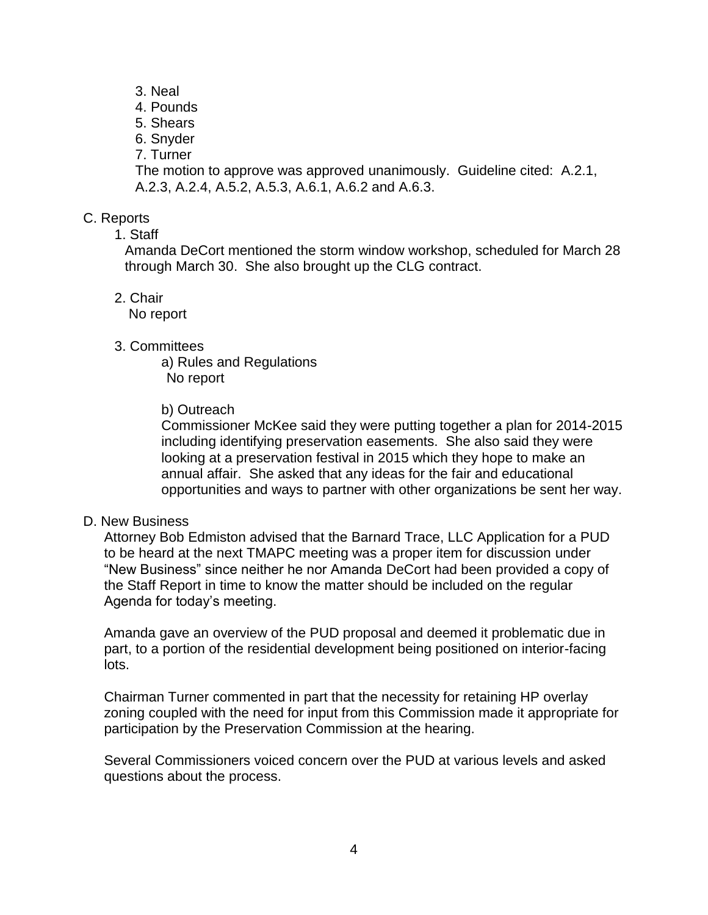3. Neal
4. Pounds
5. Shears
6. Snyder
7. Turner

The motion to approve was approved unanimously. Guideline cited: A.2.1, A.2.3, A.2.4, A.5.2, A.5.3, A.6.1, A.6.2 and A.6.3.

C. Reports

1. Staff

Amanda DeCort mentioned the storm window workshop, scheduled for March 28 through March 30. She also brought up the CLG contract.

2. Chair

No report

3. Committees

a) Rules and Regulations

No report

b) Outreach

Commissioner McKee said they were putting together a plan for 2014-2015 including identifying preservation easements. She also said they were looking at a preservation festival in 2015 which they hope to make an annual affair. She asked that any ideas for the fair and educational opportunities and ways to partner with other organizations be sent her way.

D. New Business

Attorney Bob Edmiston advised that the Barnard Trace, LLC Application for a PUD to be heard at the next TMAPC meeting was a proper item for discussion under "New Business" since neither he nor Amanda DeCort had been provided a copy of the Staff Report in time to know the matter should be included on the regular Agenda for today's meeting.

Amanda gave an overview of the PUD proposal and deemed it problematic due in part, to a portion of the residential development being positioned on interior-facing lots.

Chairman Turner commented in part that the necessity for retaining HP overlay zoning coupled with the need for input from this Commission made it appropriate for participation by the Preservation Commission at the hearing.

Several Commissioners voiced concern over the PUD at various levels and asked questions about the process.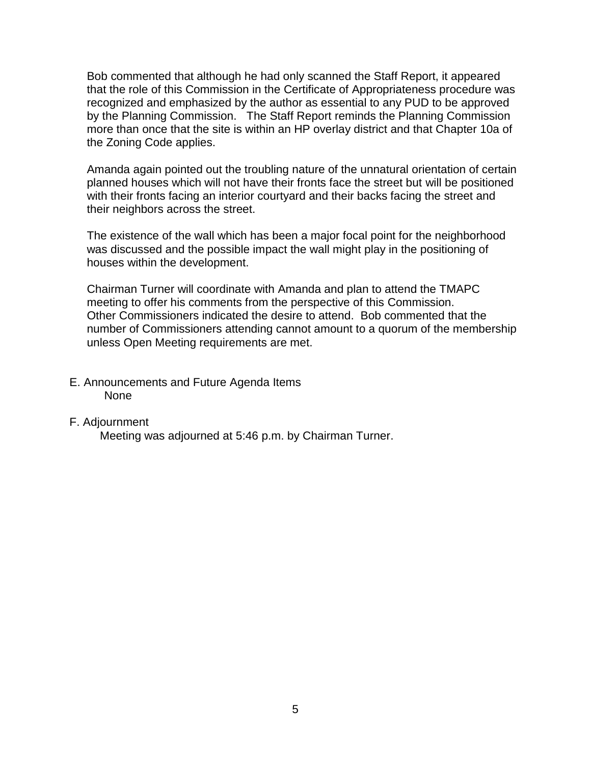Bob commented that although he had only scanned the Staff Report, it appeared that the role of this Commission in the Certificate of Appropriateness procedure was recognized and emphasized by the author as essential to any PUD to be approved by the Planning Commission. The Staff Report reminds the Planning Commission more than once that the site is within an HP overlay district and that Chapter 10a of the Zoning Code applies.

Amanda again pointed out the troubling nature of the unnatural orientation of certain planned houses which will not have their fronts face the street but will be positioned with their fronts facing an interior courtyard and their backs facing the street and their neighbors across the street.

The existence of the wall which has been a major focal point for the neighborhood was discussed and the possible impact the wall might play in the positioning of houses within the development.

Chairman Turner will coordinate with Amanda and plan to attend the TMAPC meeting to offer his comments from the perspective of this Commission. Other Commissioners indicated the desire to attend. Bob commented that the number of Commissioners attending cannot amount to a quorum of the membership unless Open Meeting requirements are met.

E. Announcements and Future Agenda Items

None

F. Adjournment

Meeting was adjourned at 5:46 p.m. by Chairman Turner.